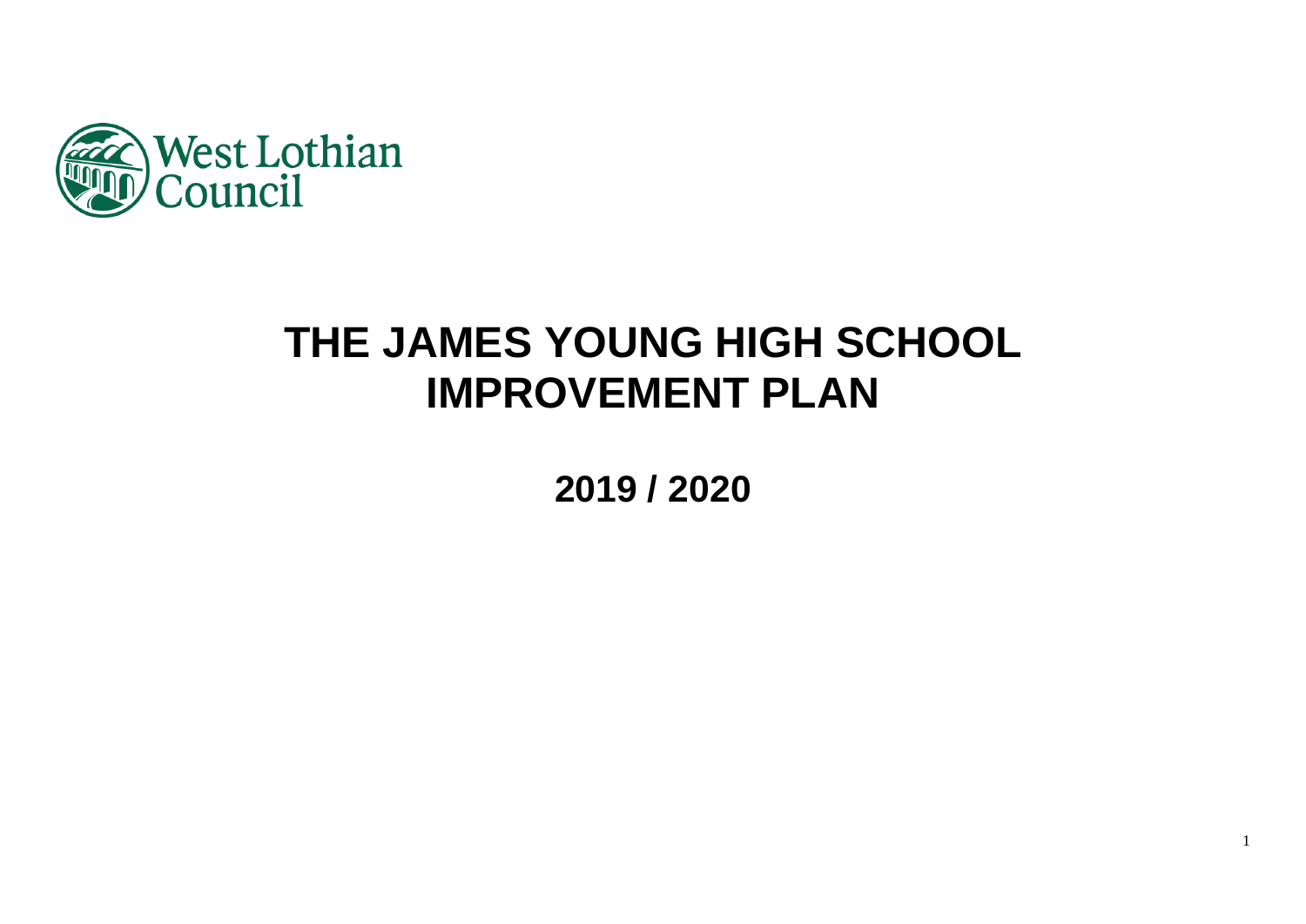West Lothian Council

# THE JAMES YOUNG HIGH SCHOOL IMPROVEMENT PLAN

## 2019 / 2020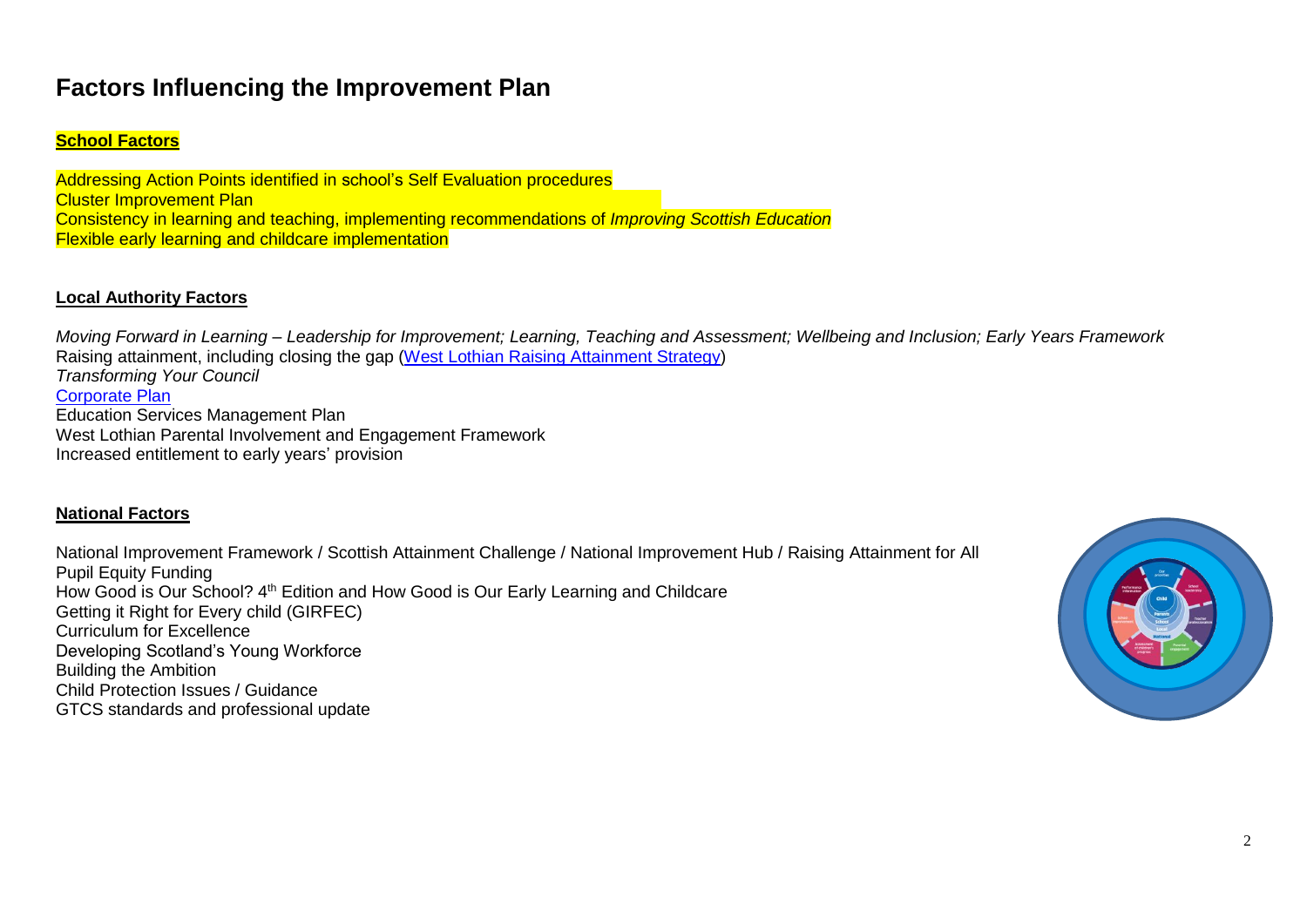# Factors Influencing the Improvement Plan

**School Factors**

Addressing Action Points identified in school's Self Evaluation procedures
Cluster Improvement Plan
Consistency in learning and teaching, implementing recommendations of *Improving Scottish Education*
Flexible early learning and childcare implementation

**Local Authority Factors**

*Moving Forward in Learning – Leadership for Improvement; Learning, Teaching and Assessment; Wellbeing and Inclusion; Early Years Framework*
Raising attainment, including closing the gap (West Lothian Raising Attainment Strategy)
*Transforming Your Council*
Corporate Plan
Education Services Management Plan
West Lothian Parental Involvement and Engagement Framework
Increased entitlement to early years' provision

**National Factors**

National Improvement Framework / Scottish Attainment Challenge / National Improvement Hub / Raising Attainment for All
Pupil Equity Funding
How Good is Our School? 4th Edition and How Good is Our Early Learning and Childcare
Getting it Right for Every child (GIRFEC)
Curriculum for Excellence
Developing Scotland's Young Workforce
Building the Ambition
Child Protection Issues / Guidance
GTCS standards and professional update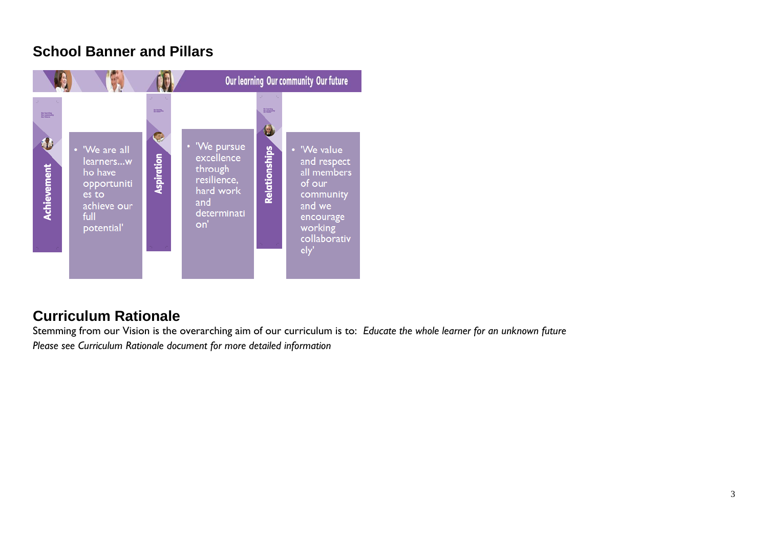## School Banner and Pillars

Our learning Our community Our future

**Achievement**

- 'We are all learners...who have opportunities to achieve our full potential'

**Aspiration**

- 'We pursue excellence through resilience, hard work and determination'

**Relationships**

- 'We value and respect all members of our community and we encourage working collaboratively'

## Curriculum Rationale

Stemming from our Vision is the overarching aim of our curriculum is to: *Educate the whole learner for an unknown future*

*Please see Curriculum Rationale document for more detailed information*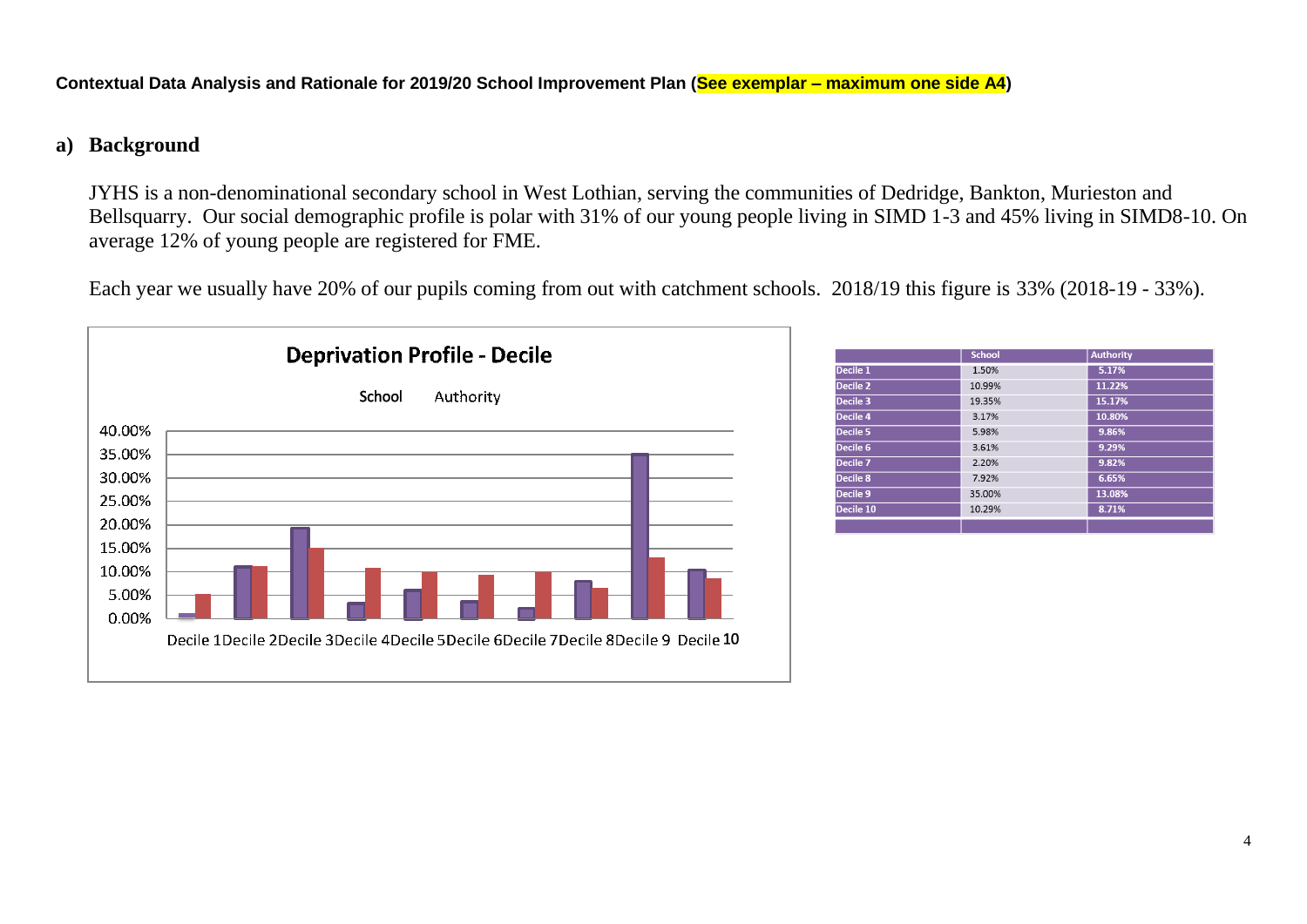**Contextual Data Analysis and Rationale for 2019/20 School Improvement Plan (See exemplar – maximum one side A4)**

## a) Background

JYHS is a non-denominational secondary school in West Lothian, serving the communities of Dedridge, Bankton, Murieston and Bellsquarry. Our social demographic profile is polar with 31% of our young people living in SIMD 1-3 and 45% living in SIMD8-10. On average 12% of young people are registered for FME.

Each year we usually have 20% of our pupils coming from out with catchment schools. 2018/19 this figure is 33% (2018-19 - 33%).

**Deprivation Profile - Decile**

| | School | Authority |
|---|---|---|
| Decile 1 | 1.50% | 5.17% |
| Decile 2 | 10.99% | 11.22% |
| Decile 3 | 19.35% | 15.17% |
| Decile 4 | 3.17% | 10.80% |
| Decile 5 | 5.98% | 9.86% |
| Decile 6 | 3.61% | 9.29% |
| Decile 7 | 2.20% | 9.82% |
| Decile 8 | 7.92% | 6.65% |
| Decile 9 | 35.00% | 13.08% |
| Decile 10 | 10.29% | 8.71% |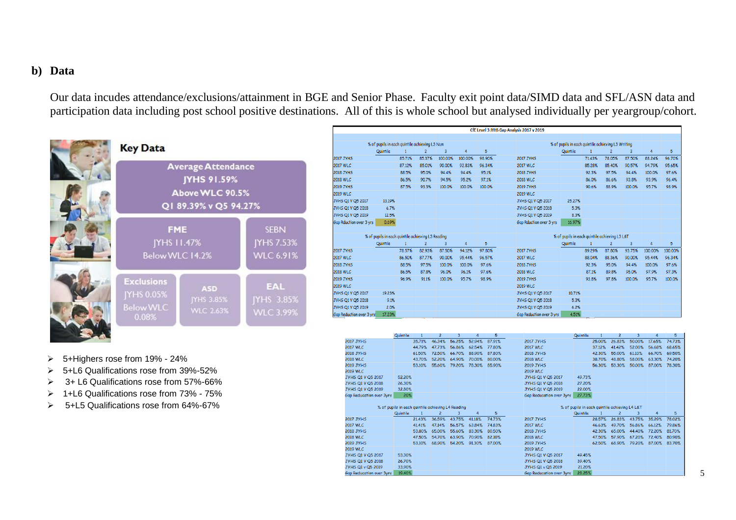## b) Data

Our data incudes attendance/exclusions/attainment in BGE and Senior Phase. Faculty exit point data/SIMD data and SFL/ASN data and participation data including post school positive destinations. All of this is whole school but analysed individually per yeargroup/cohort.

### Key Data

**Average Attendance**
JYHS 91.59%
Above WLC 90.5%
Q1 89.39% v Q5 94.27%

**FME**
JYHS 11.47%
Below WLC 14.2%

**SEBN**
JYHS 7.53%
WLC 6.91%

**Exclusions**
JYHS 0.05%
Below WLC 0.08%

**ASD**
JYHS 3.85%
WLC 2.63%

**EAL**
JYHS 3.85%
WLC 3.99%

- 5+Highers rose from 19% - 24%
- 5+L6 Qualifications rose from 39%-52%
- 3+ L6 Qualifications rose from 57%-66%
- 1+L6 Qualifications rose from 73% - 75%
- 5+L5 Qualifications rose from 64%-67%

**CfE Level 3 JYHS Gap Analysis 2017 v 2019**

% of pupils in each quintile achieving L3 Num

| Quintile | | 1 | 2 | 3 | 4 | 5 |
|---|---|---|---|---|---|---|
| 2017 JYHS | | 85.71% | 85.37% | 100.00% | 100.00% | 98.90% |
| 2017 WLC | | 87.12% | 85.01% | 90.00% | 92.83% | 96.34% |
| 2018 JYHS | | 88.5% | 95.0% | 94.4% | 94.4% | 95.1% |
| 2018 WLC | | 86.5% | 90.7% | 94.5% | 95.2% | 97.1% |
| 2019 JYHS | | 87.5% | 93.3% | 100.0% | 100.0% | 100.0% |
| 2019 WLC | | | | | | |
| JYHS Q1 V Q5 2017 | 13.19% | | | | | |
| JYHS Q1 V Q5 2018 | 6.7% | | | | | |
| JYHS Q1 V Q5 2019 | 12.5% | | | | | |
| Gap Rduction over 3 yrs | 0.69% | | | | | |

% of pupils in each quintile achieving L3 Writing

| Quintile | | 1 | 2 | 3 | 4 | 5 |
|---|---|---|---|---|---|---|
| 2017 JYHS | | 71.43% | 78.05% | 87.50% | 88.24% | 96.70% |
| 2017 WLC | | 85.28% | 85.40% | 90.57% | 94.79% | 95.65% |
| 2018 JYHS | | 92.3% | 97.5% | 94.4% | 100.0% | 97.6% |
| 2018 WLC | | 86.0% | 86.6% | 93.8% | 93.9% | 96.4% |
| 2019 JYHS | | 90.6% | 88.9% | 100.0% | 95.7% | 98.9% |
| 2019 WLC | | | | | | |
| JYHS Q1 V Q5 2017 | 25.27% | | | | | |
| JYHS Q1 V Q5 2018 | 5.3% | | | | | |
| JYHS Q1 V Q5 2019 | 8.3% | | | | | |
| Gap Rduction over 3 yrs | 16.97% | | | | | |

% of pupils in each quintile achieving L3 Reading

| Quintile | | 1 | 2 | 3 | 4 | 5 |
|---|---|---|---|---|---|---|
| 2017 JYHS | | 78.57% | 82.93% | 87.50% | 94.12% | 97.80% |
| 2017 WLC | | 86.50% | 87.77% | 90.00% | 95.44% | 96.57% |
| 2018 JYHS | | 88.5% | 97.5% | 100.0% | 100.0% | 97.6% |
| 2018 WLC | | 86.5% | 87.8% | 96.0% | 96.1% | 97.6% |
| 2019 JYHS | | 96.9% | 91.1% | 100.0% | 95.7% | 98.9% |
| 2019 WLC | | | | | | |
| JYHS Q1 V Q5 2017 | 19.23% | | | | | |
| JYHS Q1 V Q5 2018 | 9.1% | | | | | |
| JYHS Q1 V Q5 2019 | 2.0% | | | | | |
| Gap Reduction over 3 yrs | 17.23% | | | | | |

% of pupils in each quintile achieving L3 L&T

| Quintile | | 1 | 2 | 3 | 4 | 5 |
|---|---|---|---|---|---|---|
| 2017 JYHS | | 89.29% | 87.80% | 93.75% | 100.00% | 100.00% |
| 2017 WLC | | 88.04% | 88.36% | 90.00% | 95.44% | 96.34% |
| 2018 JYHS | | 92.3% | 95.0% | 94.4% | 100.0% | 97.6% |
| 2018 WLC | | 87.1% | 89.8% | 95.0% | 97.9% | 97.3% |
| 2019 JYHS | | 93.8% | 97.8% | 100.0% | 95.7% | 100.0% |
| 2019 WLC | | | | | | |
| JYHS Q1 V Q5 2017 | 10.71% | | | | | |
| JYHS Q1 V Q5 2018 | 5.3% | | | | | |
| JYHS Q1 V Q5 2019 | 6.2% | | | | | |
| Gap Reduction over 3 yrs | 4.51% | | | | | |

| Quintile | | 1 | 2 | 3 | 4 | 5 |
|---|---|---|---|---|---|---|
| 2017 JYHS | | 35.71% | 46.34% | 56.25% | 52.94% | 87.91% |
| 2017 WLC | | 44.79% | 47.73% | 56.86% | 62.54% | 77.80% |
| 2018 JYHS | | 61.50% | 72.50% | 66.70% | 88.90% | 87.80% |
| 2018 WLC | | 43.70% | 52.20% | 64.90% | 70.00% | 80.00% |
| 2019 JYHS | | 53.10% | 55.60% | 79.20% | 78.30% | 85.90% |
| 2019 WLC | | | | | | |
| JYHS Q1 V Q5 2017 | 52.20% | | | | | |
| JYHS Q1 V Q5 2018 | 26.30% | | | | | |
| JYHS Q1 V Q5 2019 | 32.80% | | | | | |
| Gap Reducation over 3yrs | 20% | | | | | |

| Quintile | | 1 | 2 | 3 | 4 | 5 |
|---|---|---|---|---|---|---|
| 2017 JYHS | | 25.00% | 26.83% | 50.00% | 17.65% | 74.73% |
| 2017 WLC | | 37.12% | 41.42% | 52.00% | 56.68% | 68.65% |
| 2018 JYHS | | 42.30% | 55.00% | 61.10% | 66.70% | 69.50% |
| 2018 WLC | | 38.70% | 48.80% | 58.00% | 63.30% | 74.20% |
| 2019 JYHS | | 56.30% | 53.30% | 50.00% | 87.00% | 78.30% |
| 2019 WLC | | | | | | |
| JYHS Q1 V Q5 2017 | 49.73% | | | | | |
| JYHS Q1 V Q5 2018 | 27.20% | | | | | |
| JYHS Q1 V Q5 2019 | 22.00% | | | | | |
| Gap Reducation over 3yrs | 27.73% | | | | | |

% of pupils in each quintile achieving L4 Reading

| Quintile | | 1 | 2 | 3 | 4 | 5 |
|---|---|---|---|---|---|---|
| 2017 JYHS | | 21.43% | 36.59% | 43.75% | 41.18% | 74.73% |
| 2017 WLC | | 41.41% | 47.14% | 56.57% | 63.84% | 74.83% |
| 2018 JYHS | | 53.80% | 65.00% | 55.60% | 83.30% | 80.50% |
| 2018 WLC | | 47.50% | 54.70% | 63.90% | 70.90% | 82.10% |
| 2019 JYHS | | 53.10% | 68.90% | 54.20% | 91.30% | 87.00% |
| 2019 WLC | | | | | | |
| JYHS Q1 V Q5 2017 | 53.30% | | | | | |
| JYHS Q1 V Q5 2018 | 26.70% | | | | | |
| JYHS Q1 v Q5 2019 | 33.90% | | | | | |
| Gap Reducation over 3yrs | 19.40% | | | | | |

% of pupils in each quintile achieving L4 L&T

| Quintile | | 1 | 2 | 3 | 4 | 5 |
|---|---|---|---|---|---|---|
| 2017 JYHS | | 28.57% | 26.83% | 43.75% | 35.29% | 78.02% |
| 2017 WLC | | 46.63% | 49.70% | 56.86% | 66.12% | 79.86% |
| 2018 JYHS | | 42.30% | 65.00% | 44.40% | 72.20% | 81.70% |
| 2018 WLC | | 47.50% | 57.90% | 67.20% | 72.40% | 80.90% |
| 2019 JYHS | | 62.50% | 68.90% | 79.20% | 87.00% | 83.70% |
| 2019 WLC | | | | | | |
| JYHS Q1 V Q5 2017 | 49.45% | | | | | |
| JYHS Q1 V Q5 2018 | 39.40% | | | | | |
| JYHS Q1 v Q5 2019 | 21.20% | | | | | |
| Gap Reducation over 3yrs | 28.25% | | | | | |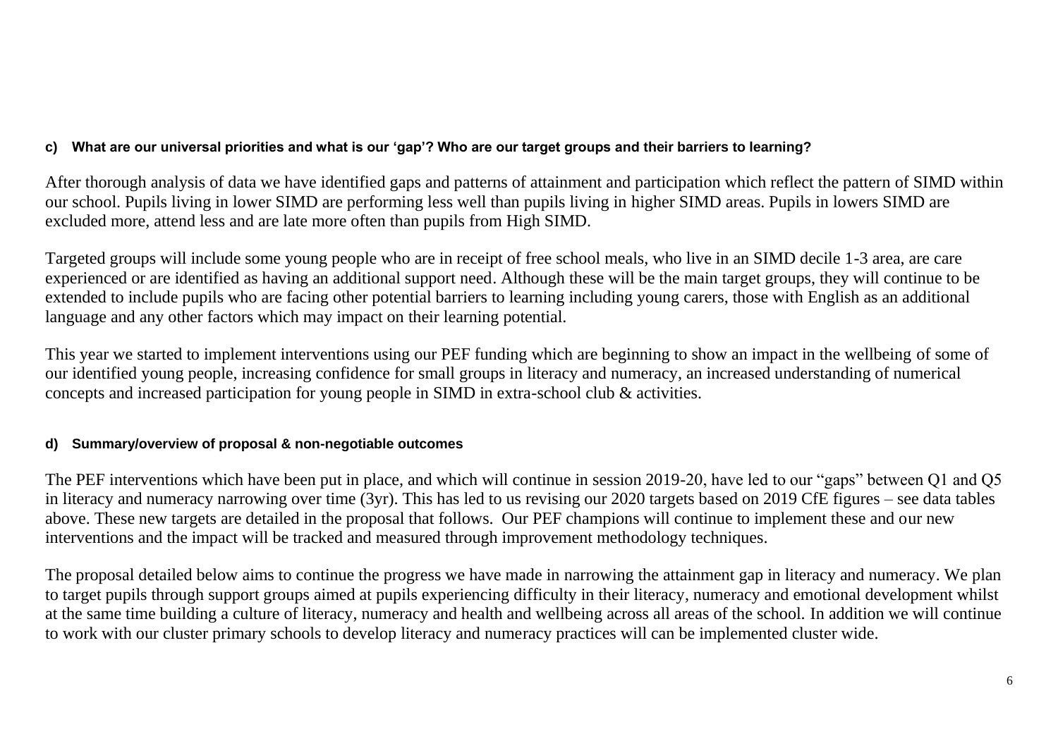### c) What are our universal priorities and what is our 'gap'? Who are our target groups and their barriers to learning?

After thorough analysis of data we have identified gaps and patterns of attainment and participation which reflect the pattern of SIMD within our school. Pupils living in lower SIMD are performing less well than pupils living in higher SIMD areas. Pupils in lowers SIMD are excluded more, attend less and are late more often than pupils from High SIMD.

Targeted groups will include some young people who are in receipt of free school meals, who live in an SIMD decile 1-3 area, are care experienced or are identified as having an additional support need. Although these will be the main target groups, they will continue to be extended to include pupils who are facing other potential barriers to learning including young carers, those with English as an additional language and any other factors which may impact on their learning potential.

This year we started to implement interventions using our PEF funding which are beginning to show an impact in the wellbeing of some of our identified young people, increasing confidence for small groups in literacy and numeracy, an increased understanding of numerical concepts and increased participation for young people in SIMD in extra-school club & activities.

### d) Summary/overview of proposal & non-negotiable outcomes

The PEF interventions which have been put in place, and which will continue in session 2019-20, have led to our "gaps" between Q1 and Q5 in literacy and numeracy narrowing over time (3yr). This has led to us revising our 2020 targets based on 2019 CfE figures – see data tables above. These new targets are detailed in the proposal that follows. Our PEF champions will continue to implement these and our new interventions and the impact will be tracked and measured through improvement methodology techniques.

The proposal detailed below aims to continue the progress we have made in narrowing the attainment gap in literacy and numeracy. We plan to target pupils through support groups aimed at pupils experiencing difficulty in their literacy, numeracy and emotional development whilst at the same time building a culture of literacy, numeracy and health and wellbeing across all areas of the school. In addition we will continue to work with our cluster primary schools to develop literacy and numeracy practices will can be implemented cluster wide.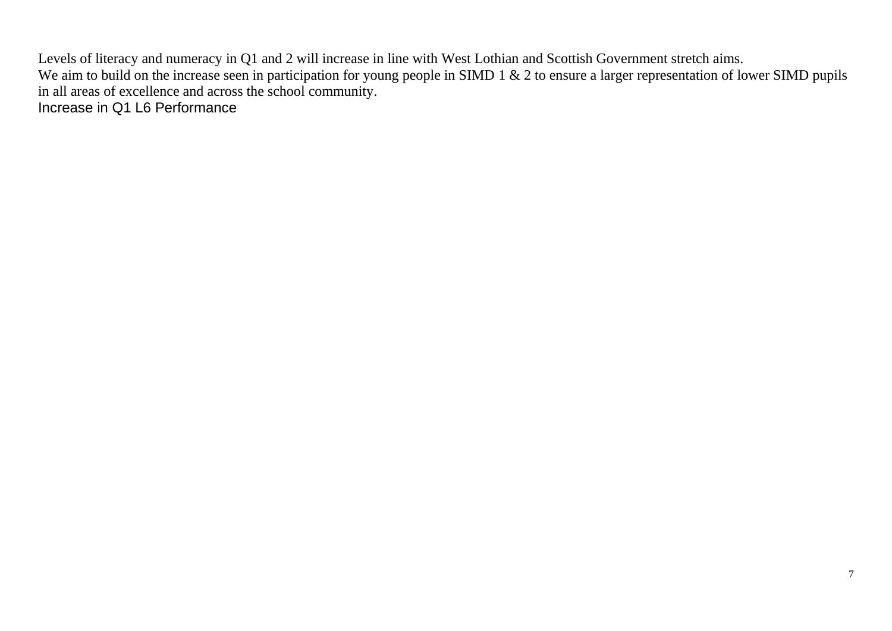Levels of literacy and numeracy in Q1 and 2 will increase in line with West Lothian and Scottish Government stretch aims.
We aim to build on the increase seen in participation for young people in SIMD 1 & 2 to ensure a larger representation of lower SIMD pupils in all areas of excellence and across the school community.
Increase in Q1 L6 Performance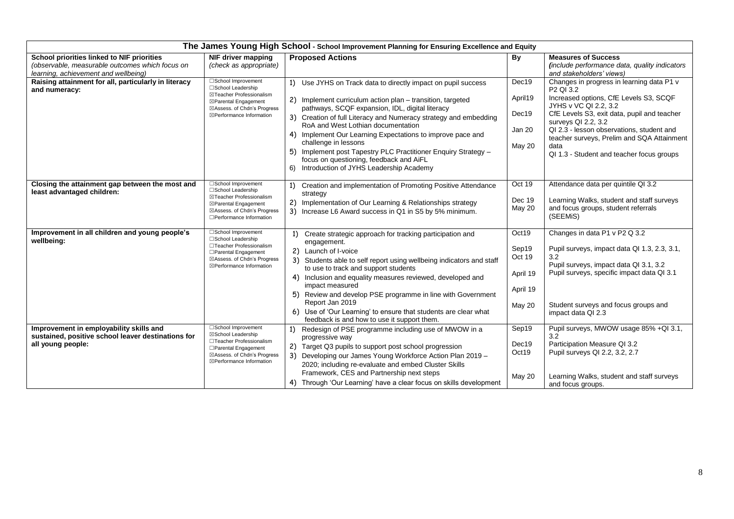| The James Young High School - School Improvement Planning for Ensuring Excellence and Equity | | | | |
|---|---|---|---|---|
| **School priorities linked to NIF priorities** *(observable, measurable outcomes which focus on learning, achievement and wellbeing)* | **NIF driver mapping** *(check as appropriate)* | **Proposed Actions** | **By** | **Measures of Success** *(include performance data, quality indicators and stakeholders' views)* |
| **Raising attainment for all, particularly in literacy and numeracy:** | ☐School Improvement<br>☐School Leadership<br>☒Teacher Professionalism<br>☒Parental Engagement<br>☒Assess. of Chdn's Progress<br>☒Performance Information | 1) Use JYHS on Track data to directly impact on pupil success<br>2) Implement curriculum action plan – transition, targeted pathways, SCQF expansion, IDL, digital literacy<br>3) Creation of full Literacy and Numeracy strategy and embedding RoA and West Lothian documentation<br>4) Implement Our Learning Expectations to improve pace and challenge in lessons<br>5) Implement post Tapestry PLC Practitioner Enquiry Strategy – focus on questioning, feedback and AiFL<br>6) Introduction of JYHS Leadership Academy | Dec19<br>April19<br>Dec19<br>Jan 20<br>May 20 | Changes in progress in learning data P1 v P2 QI 3.2<br>Increased options, CfE Levels S3, SCQF JYHS v VC QI 2.2, 3.2<br>CfE Levels S3, exit data, pupil and teacher surveys QI 2.2, 3.2<br>QI 2.3 - lesson observations, student and teacher surveys, Prelim and SQA Attainment data<br>QI 1.3 - Student and teacher focus groups |
| **Closing the attainment gap between the most and least advantaged children:** | ☐School Improvement<br>☐School Leadership<br>☒Teacher Professionalism<br>☒Parental Engagement<br>☒Assess. of Chdn's Progress<br>☐Performance Information | 1) Creation and implementation of Promoting Positive Attendance strategy<br>2) Implementation of Our Learning & Relationships strategy<br>3) Increase L6 Award success in Q1 in S5 by 5% minimum. | Oct 19<br>Dec 19<br>May 20 | Attendance data per quintile QI 3.2<br>Learning Walks, student and staff surveys and focus groups, student referrals (SEEMiS) |
| **Improvement in all children and young people's wellbeing:** | ☐School Improvement<br>☐School Leadership<br>☐Teacher Professionalism<br>☐Parental Engagement<br>☒Assess. of Chdn's Progress<br>☒Performance Information | 1) Create strategic approach for tracking participation and engagement.<br>2) Launch of I-voice<br>3) Students able to self report using wellbeing indicators and staff to use to track and support students<br>4) Inclusion and equality measures reviewed, developed and impact measured<br>5) Review and develop PSE programme in line with Government Report Jan 2019<br>6) Use of 'Our Learning' to ensure that students are clear what feedback is and how to use it support them. | Oct19<br>Sep19<br>Oct 19<br>April 19<br>April 19<br>May 20 | Changes in data P1 v P2 Q 3.2<br>Pupil surveys, impact data QI 1.3, 2.3, 3.1, 3.2<br>Pupil surveys, impact data QI 3.1, 3.2<br>Pupil surveys, specific impact data QI 3.1<br>Student surveys and focus groups and impact data QI 2.3 |
| **Improvement in employability skills and sustained, positive school leaver destinations for all young people:** | ☐School Improvement<br>☒School Leadership<br>☐Teacher Professionalism<br>☐Parental Engagement<br>☒Assess. of Chdn's Progress<br>☒Performance Information | 1) Redesign of PSE programme including use of MWOW in a progressive way<br>2) Target Q3 pupils to support post school progression<br>3) Developing our James Young Workforce Action Plan 2019 – 2020; including re-evaluate and embed Cluster Skills Framework, CES and Partnership next steps<br>4) Through 'Our Learning' have a clear focus on skills development | Sep19<br>Dec19<br>Oct19<br>May 20 | Pupil surveys, MWOW usage 85% +QI 3.1, 3.2<br>Participation Measure QI 3.2<br>Pupil surveys QI 2.2, 3.2, 2.7<br>Learning Walks, student and staff surveys and focus groups. |